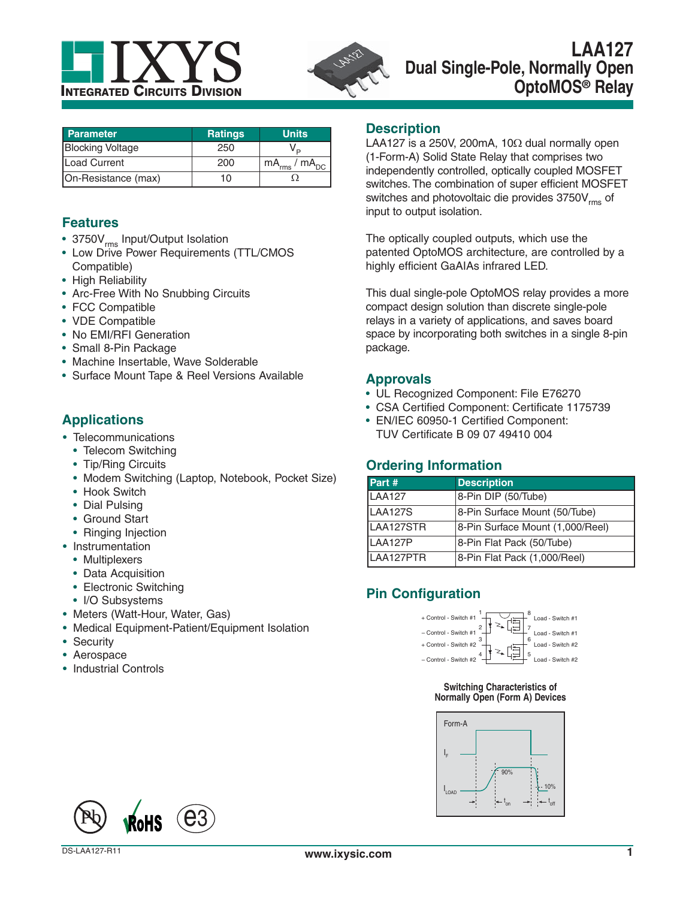# LAA127
## Dual Single-Pole, Normally Open OptoMOS® Relay

| Parameter | Ratings | Units |
|---|---|---|
| Blocking Voltage | 250 | $V_P$ |
| Load Current | 200 | $mA_{rms}$ / $mA_{DC}$ |
| On-Resistance (max) | 10 | Ω |

## Features

- 3750$V_{rms}$ Input/Output Isolation
- Low Drive Power Requirements (TTL/CMOS Compatible)
- High Reliability
- Arc-Free With No Snubbing Circuits
- FCC Compatible
- VDE Compatible
- No EMI/RFI Generation
- Small 8-Pin Package
- Machine Insertable, Wave Solderable
- Surface Mount Tape & Reel Versions Available

## Applications

- Telecommunications
  - Telecom Switching
  - Tip/Ring Circuits
  - Modem Switching (Laptop, Notebook, Pocket Size)
  - Hook Switch
  - Dial Pulsing
  - Ground Start
  - Ringing Injection
- Instrumentation
  - Multiplexers
  - Data Acquisition
  - Electronic Switching
  - I/O Subsystems
- Meters (Watt-Hour, Water, Gas)
- Medical Equipment-Patient/Equipment Isolation
- Security
- Aerospace
- Industrial Controls

## Description

LAA127 is a 250V, 200mA, 10Ω dual normally open (1-Form-A) Solid State Relay that comprises two independently controlled, optically coupled MOSFET switches. The combination of super efficient MOSFET switches and photovoltaic die provides 3750$V_{rms}$ of input to output isolation.

The optically coupled outputs, which use the patented OptoMOS architecture, are controlled by a highly efficient GaAIAs infrared LED.

This dual single-pole OptoMOS relay provides a more compact design solution than discrete single-pole relays in a variety of applications, and saves board space by incorporating both switches in a single 8-pin package.

## Approvals

- UL Recognized Component: File E76270
- CSA Certified Component: Certificate 1175739
- EN/IEC 60950-1 Certified Component: TUV Certificate B 09 07 49410 004

## Ordering Information

| Part # | Description |
|---|---|
| LAA127 | 8-Pin DIP (50/Tube) |
| LAA127S | 8-Pin Surface Mount (50/Tube) |
| LAA127STR | 8-Pin Surface Mount (1,000/Reel) |
| LAA127P | 8-Pin Flat Pack (50/Tube) |
| LAA127PTR | 8-Pin Flat Pack (1,000/Reel) |

## Pin Configuration

- Pin 1: + Control - Switch #1
- Pin 2: – Control - Switch #1
- Pin 3: + Control - Switch #2
- Pin 4: – Control - Switch #2
- Pin 5: Load - Switch #2
- Pin 6: Load - Switch #2
- Pin 7: Load - Switch #1
- Pin 8: Load - Switch #1

**Switching Characteristics of Normally Open (Form A) Devices**

Form-A: $I_F$, $I_{LOAD}$, 90%, 10%, $t_{on}$, $t_{off}$

DS-LAA127-R11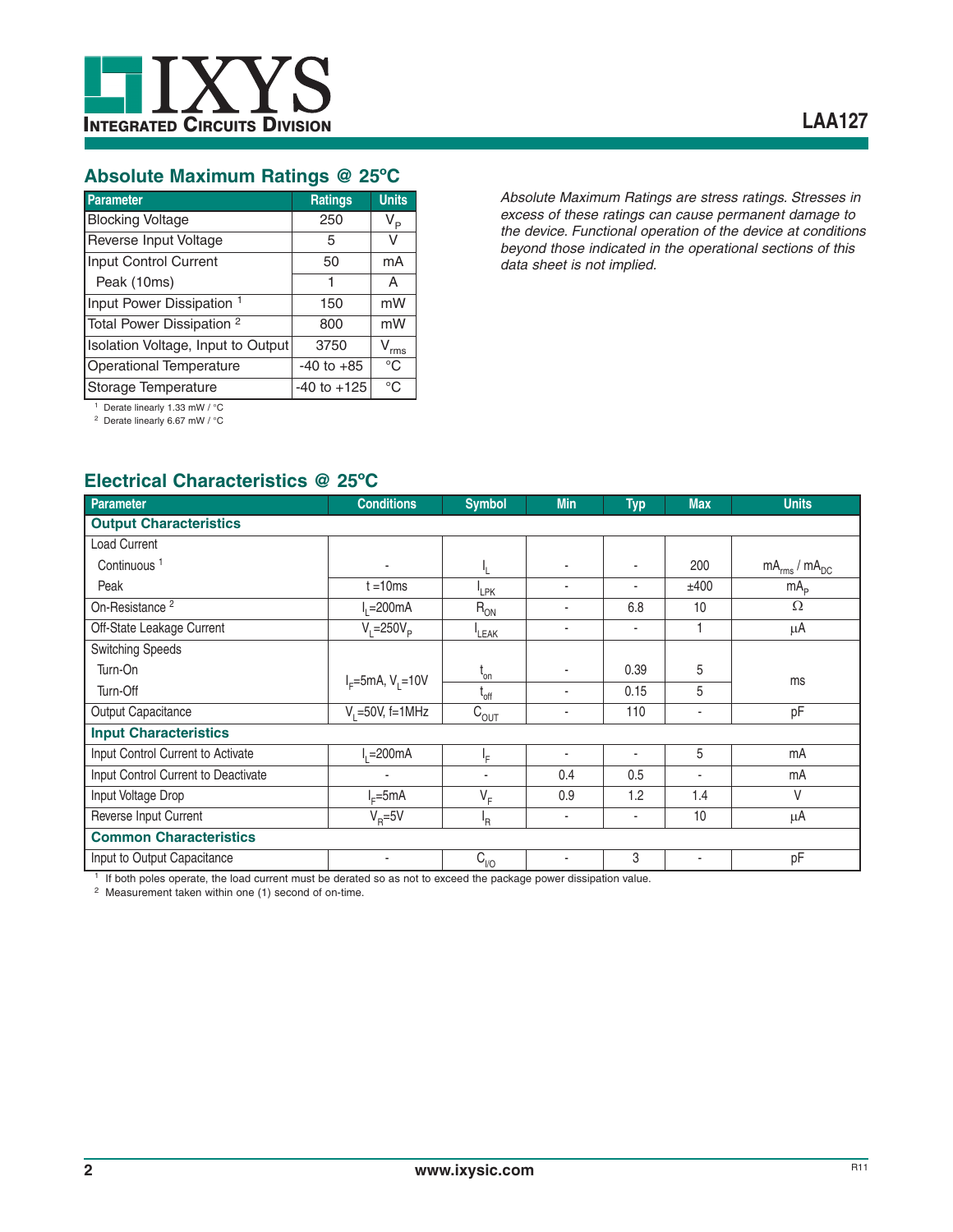## Absolute Maximum Ratings @ 25ºC

| Parameter | Ratings | Units |
|---|---|---|
| Blocking Voltage | 250 | $V_P$ |
| Reverse Input Voltage | 5 | V |
| Input Control Current | 50 | mA |
| Peak (10ms) | 1 | A |
| Input Power Dissipation [1] | 150 | mW |
| Total Power Dissipation [2] | 800 | mW |
| Isolation Voltage, Input to Output | 3750 | $V_{rms}$ |
| Operational Temperature | -40 to +85 | °C |
| Storage Temperature | -40 to +125 | °C |

[1] Derate linearly 1.33 mW / °C
[2] Derate linearly 6.67 mW / °C

*Absolute Maximum Ratings are stress ratings. Stresses in excess of these ratings can cause permanent damage to the device. Functional operation of the device at conditions beyond those indicated in the operational sections of this data sheet is not implied.*

## Electrical Characteristics @ 25ºC

| Parameter | Conditions | Symbol | Min | Typ | Max | Units |
|---|---|---|---|---|---|---|
| **Output Characteristics** | | | | | | |
| Load Current | | | | | | |
| Continuous [1] | - | $I_L$ | - | - | 200 | $mA_{rms}$ / $mA_{DC}$ |
| Peak | t =10ms | $I_{LPK}$ | - | - | ±400 | $mA_P$ |
| On-Resistance [2] | $I_L$=200mA | $R_{ON}$ | - | 6.8 | 10 | Ω |
| Off-State Leakage Current | $V_L$=250$V_P$ | $I_{LEAK}$ | - | - | 1 | µA |
| Switching Speeds | | | | | | |
| Turn-On | $I_F$=5mA, $V_L$=10V | $t_{on}$ | - | 0.39 | 5 | ms |
| Turn-Off | | $t_{off}$ | - | 0.15 | 5 | |
| Output Capacitance | $V_L$=50V, f=1MHz | $C_{OUT}$ | - | 110 | - | pF |
| **Input Characteristics** | | | | | | |
| Input Control Current to Activate | $I_L$=200mA | $I_F$ | - | - | 5 | mA |
| Input Control Current to Deactivate | - | - | 0.4 | 0.5 | - | mA |
| Input Voltage Drop | $I_F$=5mA | $V_F$ | 0.9 | 1.2 | 1.4 | V |
| Reverse Input Current | $V_R$=5V | $I_R$ | - | - | 10 | µA |
| **Common Characteristics** | | | | | | |
| Input to Output Capacitance | - | $C_{I/O}$ | - | 3 | - | pF |

[1] If both poles operate, the load current must be derated so as not to exceed the package power dissipation value.
[2] Measurement taken within one (1) second of on-time.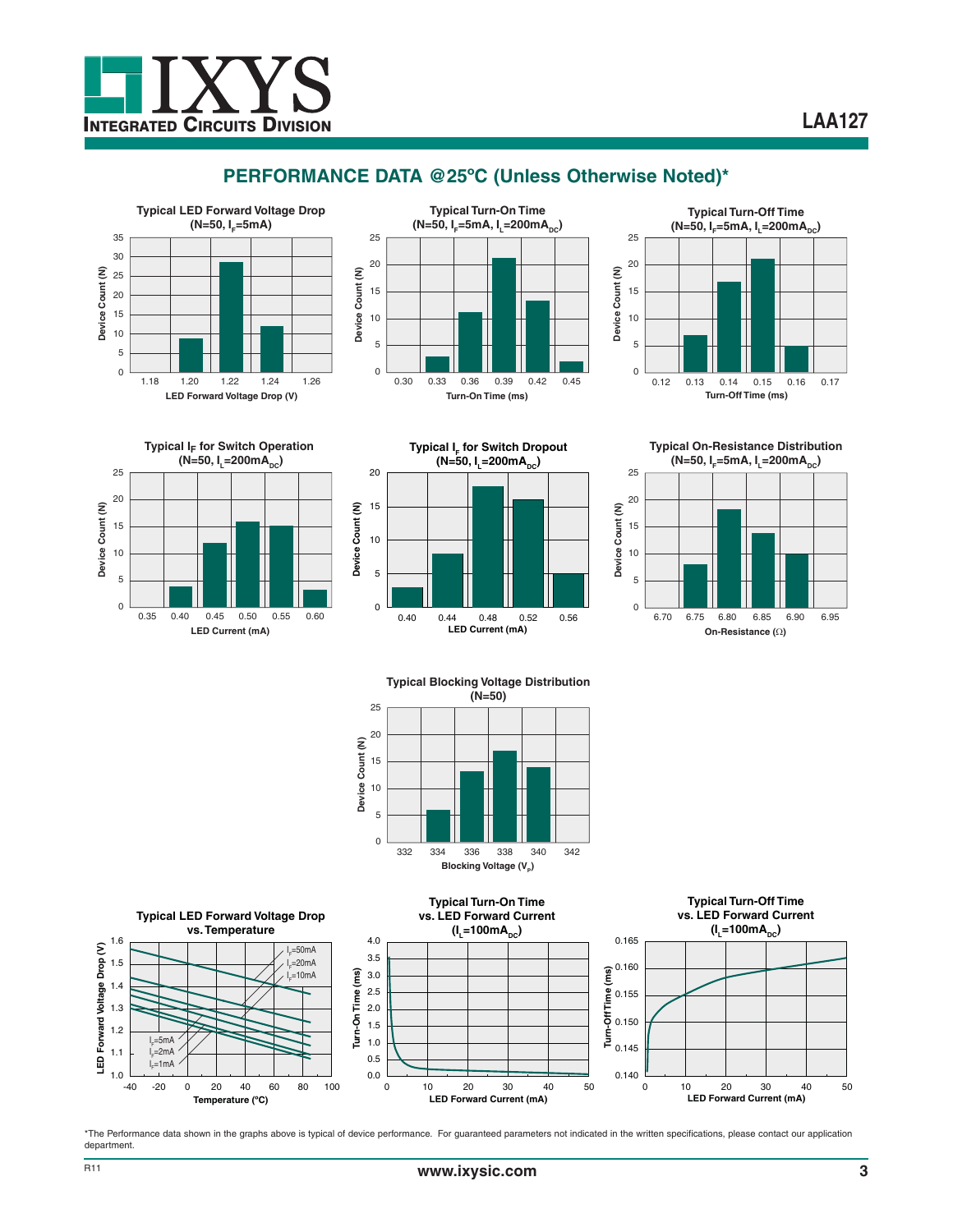## PERFORMANCE DATA @25ºC (Unless Otherwise Noted)*

**Typical LED Forward Voltage Drop (N=50, $I_F$=5mA)**

**Typical Turn-On Time (N=50, $I_F$=5mA, $I_L$=200mA$_{DC}$)**

**Typical Turn-Off Time (N=50, $I_F$=5mA, $I_L$=200mA$_{DC}$)**

**Typical $I_F$ for Switch Operation (N=50, $I_L$=200mA$_{DC}$)**

**Typical $I_F$ for Switch Dropout (N=50, $I_L$=200mA$_{DC}$)**

**Typical On-Resistance Distribution (N=50, $I_F$=5mA, $I_L$=200mA$_{DC}$)**

**Typical Blocking Voltage Distribution (N=50)**

**Typical LED Forward Voltage Drop vs. Temperature**

**Typical Turn-On Time vs. LED Forward Current ($I_L$=100mA$_{DC}$)**

**Typical Turn-Off Time vs. LED Forward Current ($I_L$=100mA$_{DC}$)**

*The Performance data shown in the graphs above is typical of device performance. For guaranteed parameters not indicated in the written specifications, please contact our application department.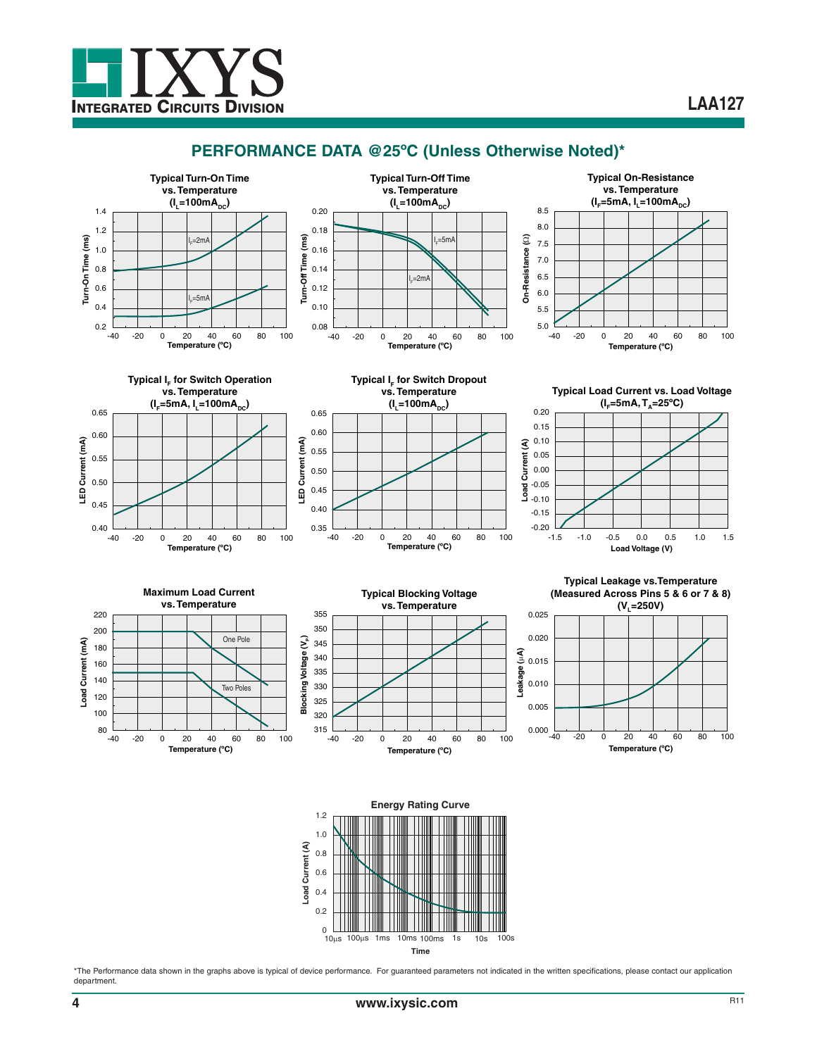## PERFORMANCE DATA @25ºC (Unless Otherwise Noted)*

**Typical Turn-On Time vs. Temperature ($I_L$=100mA$_{DC}$)**

Turn-On Time (ms) vs. Temperature (ºC); curves: $I_F$=2mA, $I_F$=5mA

**Typical Turn-Off Time vs. Temperature ($I_L$=100mA$_{DC}$)**

Turn-Off Time (ms) vs. Temperature (ºC); curves: $I_F$=5mA, $I_F$=2mA

**Typical On-Resistance vs. Temperature ($I_F$=5mA, $I_L$=100mA$_{DC}$)**

On-Resistance (Ω) vs. Temperature (ºC)

**Typical $I_F$ for Switch Operation vs. Temperature ($I_F$=5mA, $I_L$=100mA$_{DC}$)**

LED Current (mA) vs. Temperature (ºC)

**Typical $I_F$ for Switch Dropout vs. Temperature ($I_L$=100mA$_{DC}$)**

LED Current (mA) vs. Temperature (ºC)

**Typical Load Current vs. Load Voltage ($I_F$=5mA, $T_A$=25ºC)**

Load Current (A) vs. Load Voltage (V)

**Maximum Load Current vs. Temperature**

Load Current (mA) vs. Temperature (ºC); curves: One Pole, Two Poles

**Typical Blocking Voltage vs. Temperature**

Blocking Voltage ($V_P$) vs. Temperature (ºC)

**Typical Leakage vs.Temperature (Measured Across Pins 5 & 6 or 7 & 8) ($V_L$=250V)**

Leakage (μA) vs. Temperature (ºC)

**Energy Rating Curve**

Load Current (A) vs. Time (10μs, 100μs, 1ms, 10ms, 100ms, 1s, 10s, 100s)

*The Performance data shown in the graphs above is typical of device performance. For guaranteed parameters not indicated in the written specifications, please contact our application department.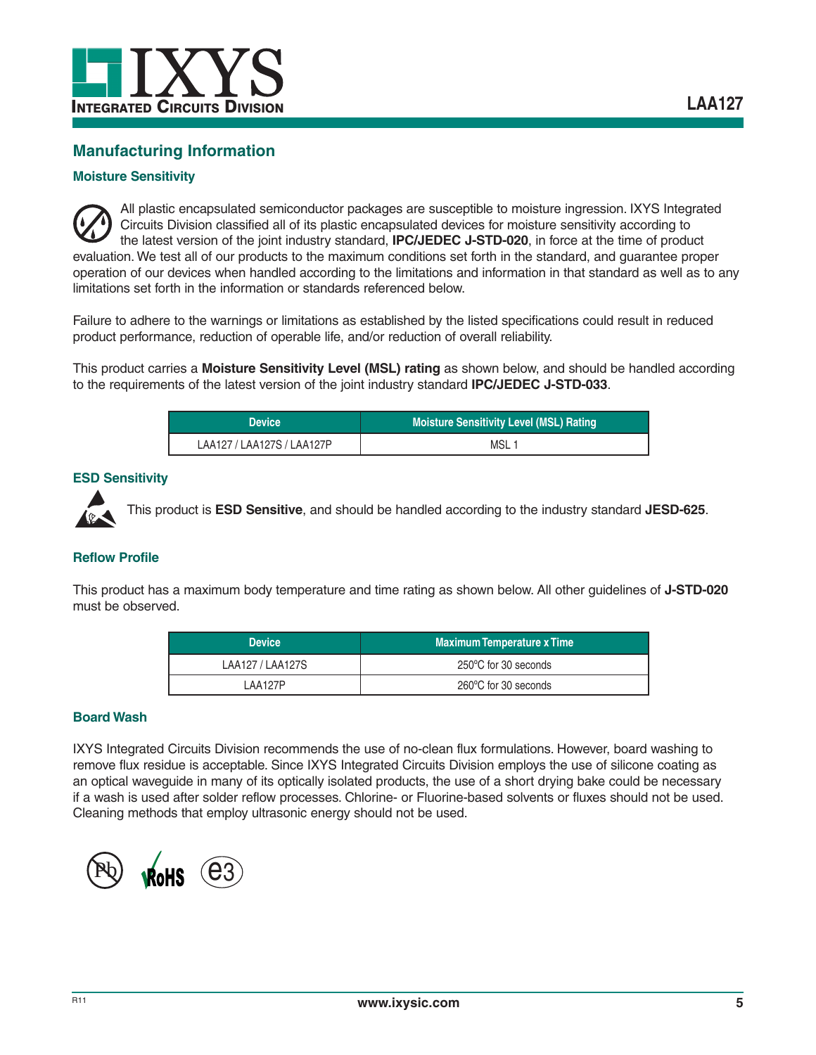## Manufacturing Information

### Moisture Sensitivity

All plastic encapsulated semiconductor packages are susceptible to moisture ingression. IXYS Integrated Circuits Division classified all of its plastic encapsulated devices for moisture sensitivity according to the latest version of the joint industry standard, **IPC/JEDEC J-STD-020**, in force at the time of product evaluation. We test all of our products to the maximum conditions set forth in the standard, and guarantee proper operation of our devices when handled according to the limitations and information in that standard as well as to any limitations set forth in the information or standards referenced below.

Failure to adhere to the warnings or limitations as established by the listed specifications could result in reduced product performance, reduction of operable life, and/or reduction of overall reliability.

This product carries a **Moisture Sensitivity Level (MSL) rating** as shown below, and should be handled according to the requirements of the latest version of the joint industry standard **IPC/JEDEC J-STD-033**.

| Device | Moisture Sensitivity Level (MSL) Rating |
|---|---|
| LAA127 / LAA127S / LAA127P | MSL 1 |

### ESD Sensitivity

This product is **ESD Sensitive**, and should be handled according to the industry standard **JESD-625**.

### Reflow Profile

This product has a maximum body temperature and time rating as shown below. All other guidelines of **J-STD-020** must be observed.

| Device | Maximum Temperature x Time |
|---|---|
| LAA127 / LAA127S | 250°C for 30 seconds |
| LAA127P | 260°C for 30 seconds |

### Board Wash

IXYS Integrated Circuits Division recommends the use of no-clean flux formulations. However, board washing to remove flux residue is acceptable. Since IXYS Integrated Circuits Division employs the use of silicone coating as an optical waveguide in many of its optically isolated products, the use of a short drying bake could be necessary if a wash is used after solder reflow processes. Chlorine- or Fluorine-based solvents or fluxes should not be used. Cleaning methods that employ ultrasonic energy should not be used.

Pb RoHS e3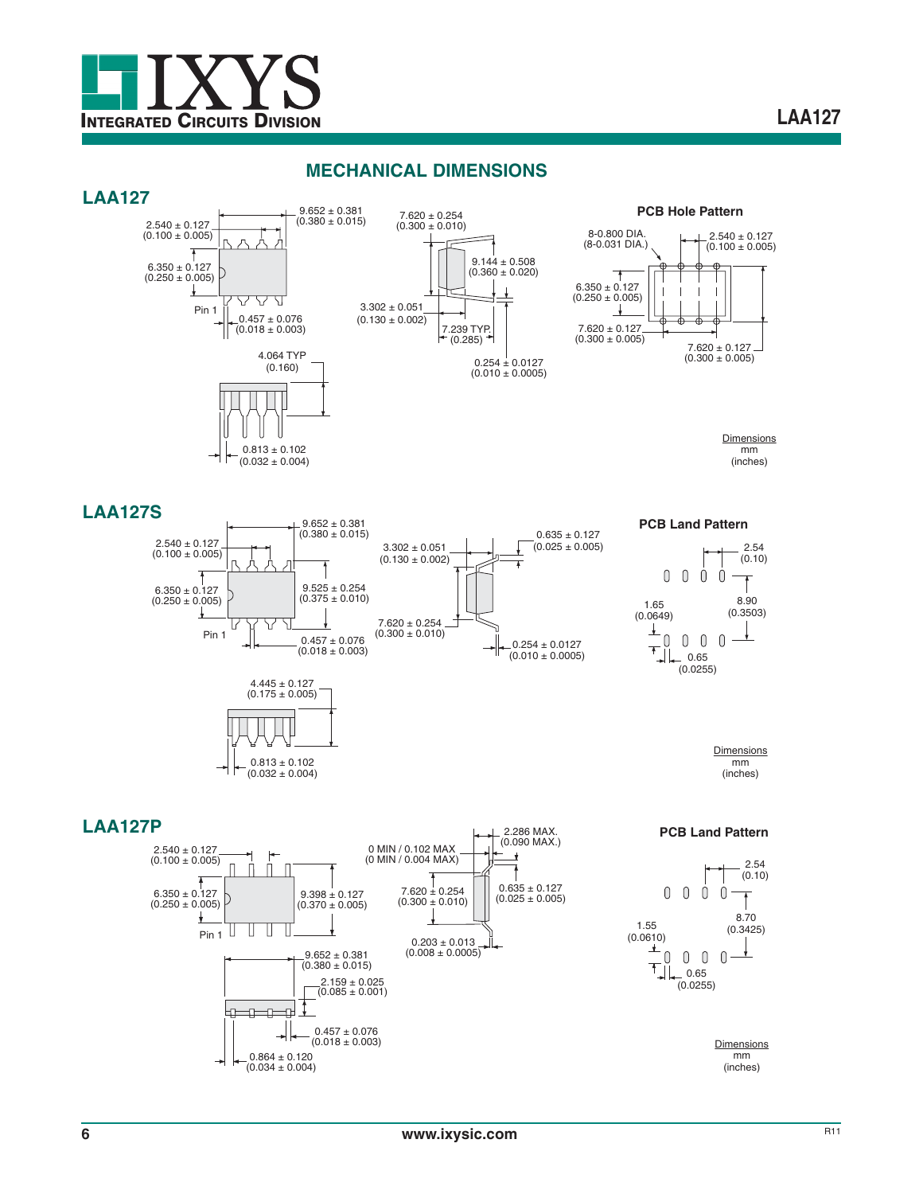## MECHANICAL DIMENSIONS

### LAA127

9.652 ± 0.381 (0.380 ± 0.015)

2.540 ± 0.127 (0.100 ± 0.005)

6.350 ± 0.127 (0.250 ± 0.005)

Pin 1

0.457 ± 0.076 (0.018 ± 0.003)

4.064 TYP (0.160)

0.813 ± 0.102 (0.032 ± 0.004)

7.620 ± 0.254 (0.300 ± 0.010)

9.144 ± 0.508 (0.360 ± 0.020)

3.302 ± 0.051 (0.130 ± 0.002)

7.239 TYP. (0.285)

0.254 ± 0.0127 (0.010 ± 0.0005)

**PCB Hole Pattern**

8-0.800 DIA. (8-0.031 DIA.)

2.540 ± 0.127 (0.100 ± 0.005)

6.350 ± 0.127 (0.250 ± 0.005)

7.620 ± 0.127 (0.300 ± 0.005)

7.620 ± 0.127 (0.300 ± 0.005)

Dimensions
mm
(inches)

### LAA127S

9.652 ± 0.381 (0.380 ± 0.015)

2.540 ± 0.127 (0.100 ± 0.005)

6.350 ± 0.127 (0.250 ± 0.005)

9.525 ± 0.254 (0.375 ± 0.010)

Pin 1

0.457 ± 0.076 (0.018 ± 0.003)

4.445 ± 0.127 (0.175 ± 0.005)

0.813 ± 0.102 (0.032 ± 0.004)

3.302 ± 0.051 (0.130 ± 0.002)

0.635 ± 0.127 (0.025 ± 0.005)

7.620 ± 0.254 (0.300 ± 0.010)

0.254 ± 0.0127 (0.010 ± 0.0005)

**PCB Land Pattern**

2.54 (0.10)

8.90 (0.3503)

1.65 (0.0649)

0.65 (0.0255)

Dimensions
mm
(inches)

### LAA127P

2.540 ± 0.127 (0.100 ± 0.005)

6.350 ± 0.127 (0.250 ± 0.005)

9.398 ± 0.127 (0.370 ± 0.005)

Pin 1

9.652 ± 0.381 (0.380 ± 0.015)

2.159 ± 0.025 (0.085 ± 0.001)

0.457 ± 0.076 (0.018 ± 0.003)

0.864 ± 0.120 (0.034 ± 0.004)

0 MIN / 0.102 MAX (0 MIN / 0.004 MAX)

2.286 MAX. (0.090 MAX.)

7.620 ± 0.254 (0.300 ± 0.010)

0.635 ± 0.127 (0.025 ± 0.005)

0.203 ± 0.013 (0.008 ± 0.0005)

**PCB Land Pattern**

2.54 (0.10)

8.70 (0.3425)

1.55 (0.0610)

0.65 (0.0255)

Dimensions
mm
(inches)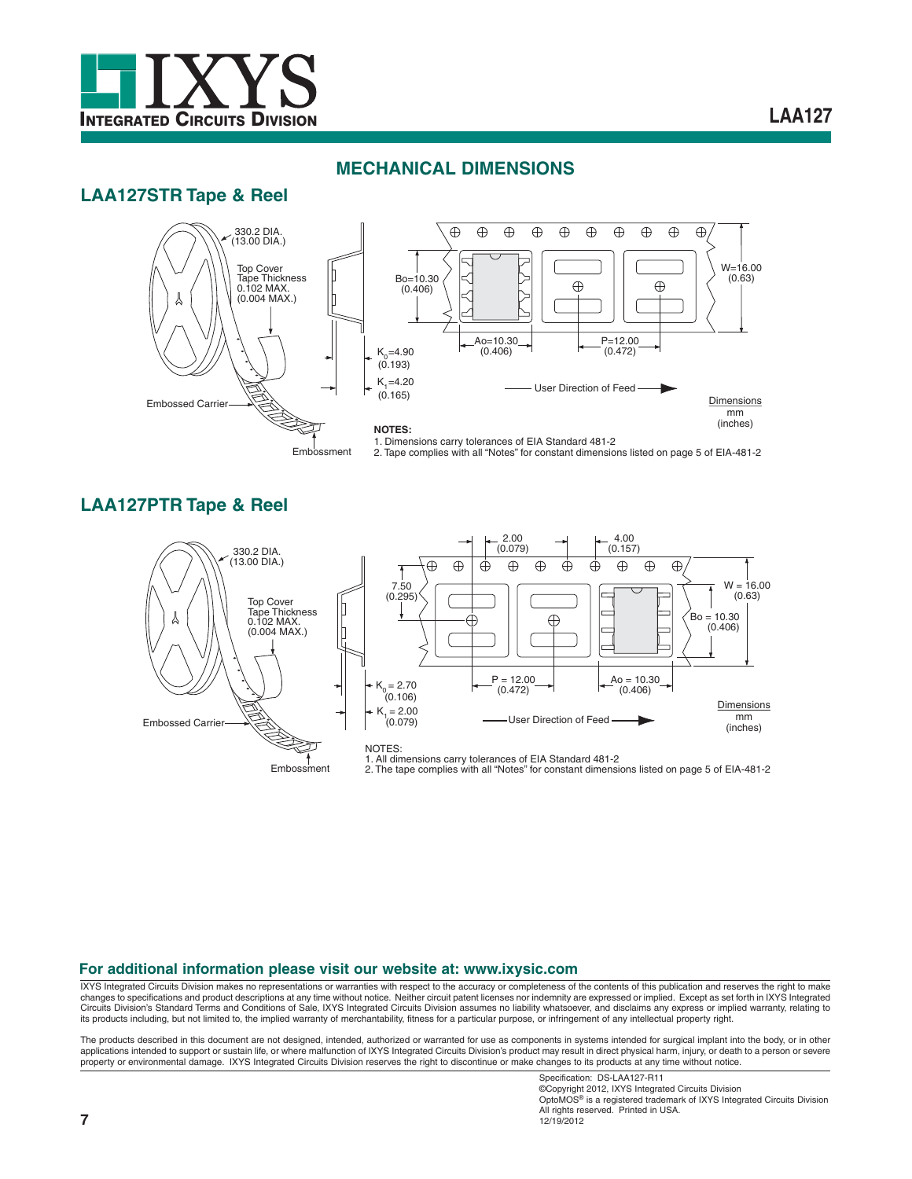## MECHANICAL DIMENSIONS

### LAA127STR Tape & Reel

330.2 DIA.
(13.00 DIA.)

Top Cover
Tape Thickness
0.102 MAX.
(0.004 MAX.)

Embossed Carrier

Embossment

Bo=10.30
(0.406)

W=16.00
(0.63)

Ao=10.30
(0.406)

P=12.00
(0.472)

$K_0$=4.90
(0.193)

$K_1$=4.20
(0.165)

User Direction of Feed

Dimensions
mm
(inches)

**NOTES:**
1. Dimensions carry tolerances of EIA Standard 481-2
2. Tape complies with all "Notes" for constant dimensions listed on page 5 of EIA-481-2

### LAA127PTR Tape & Reel

330.2 DIA.
(13.00 DIA.)

Top Cover
Tape Thickness
0.102 MAX.
(0.004 MAX.)

Embossed Carrier

Embossment

2.00
(0.079)

4.00
(0.157)

7.50
(0.295)

W = 16.00
(0.63)

Bo = 10.30
(0.406)

$K_0$ = 2.70
(0.106)

$K_1$ = 2.00
(0.079)

P = 12.00
(0.472)

Ao = 10.30
(0.406)

User Direction of Feed

Dimensions
mm
(inches)

NOTES:
1. All dimensions carry tolerances of EIA Standard 481-2
2. The tape complies with all "Notes" for constant dimensions listed on page 5 of EIA-481-2

**For additional information please visit our website at: www.ixysic.com**

IXYS Integrated Circuits Division makes no representations or warranties with respect to the accuracy or completeness of the contents of this publication and reserves the right to make changes to specifications and product descriptions at any time without notice. Neither circuit patent licenses nor indemnity are expressed or implied. Except as set forth in IXYS Integrated Circuits Division's Standard Terms and Conditions of Sale, IXYS Integrated Circuits Division assumes no liability whatsoever, and disclaims any express or implied warranty, relating to its products including, but not limited to, the implied warranty of merchantability, fitness for a particular purpose, or infringement of any intellectual property right.

The products described in this document are not designed, intended, authorized or warranted for use as components in systems intended for surgical implant into the body, or in other applications intended to support or sustain life, or where malfunction of IXYS Integrated Circuits Division's product may result in direct physical harm, injury, or death to a person or severe property or environmental damage. IXYS Integrated Circuits Division reserves the right to discontinue or make changes to its products at any time without notice.

Specification: DS-LAA127-R11
©Copyright 2012, IXYS Integrated Circuits Division
OptoMOS® is a registered trademark of IXYS Integrated Circuits Division
All rights reserved. Printed in USA.
12/19/2012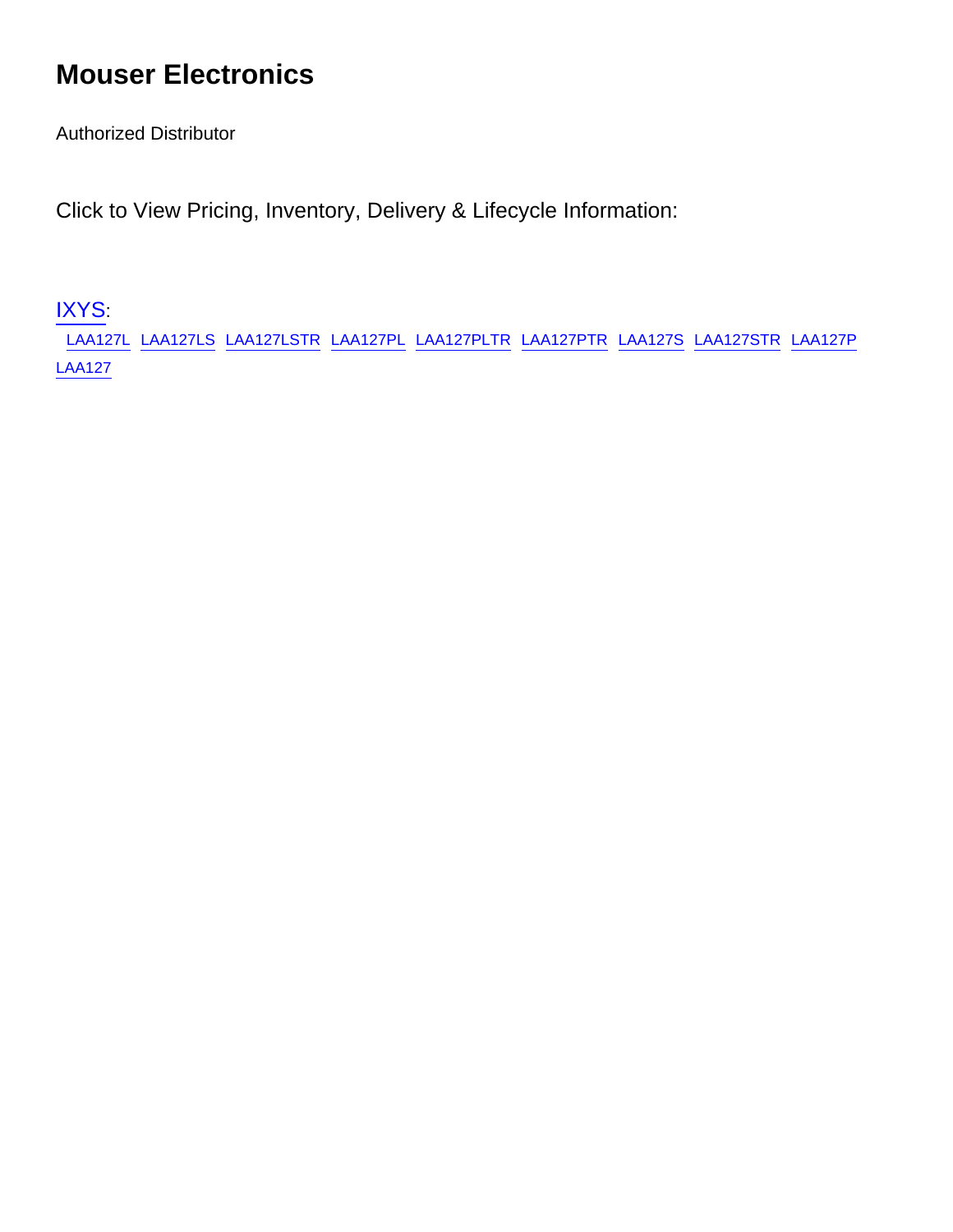# Mouser Electronics

Authorized Distributor

Click to View Pricing, Inventory, Delivery & Lifecycle Information:

IXYS:

LAA127L LAA127LS LAA127LSTR LAA127PL LAA127PLTR LAA127PTR LAA127S LAA127STR LAA127P LAA127